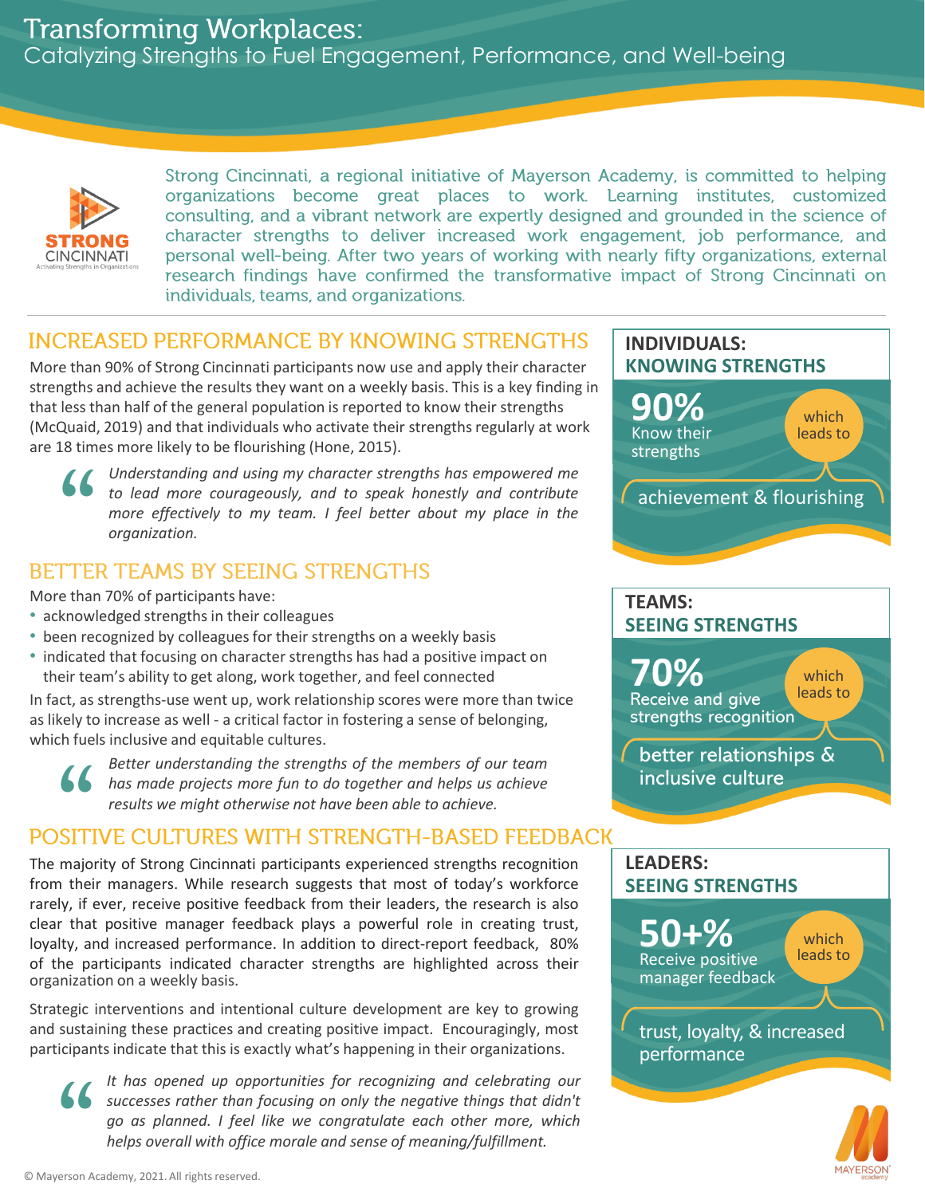# Transforming Workplaces:

## Catalyzing Strengths to Fuel Engagement, Performance, and Well-being

STRONG CINCINNATI
Activating Strengths in Organizations

Strong Cincinnati, a regional initiative of Mayerson Academy, is committed to helping organizations become great places to work. Learning institutes, customized consulting, and a vibrant network are expertly designed and grounded in the science of character strengths to deliver increased work engagement, job performance, and personal well-being. After two years of working with nearly fifty organizations, external research findings have confirmed the transformative impact of Strong Cincinnati on individuals, teams, and organizations.

## INCREASED PERFORMANCE BY KNOWING STRENGTHS

More than 90% of Strong Cincinnati participants now use and apply their character strengths and achieve the results they want on a weekly basis. This is a key finding in that less than half of the general population is reported to know their strengths (McQuaid, 2019) and that individuals who activate their strengths regularly at work are 18 times more likely to be flourishing (Hone, 2015).

> *Understanding and using my character strengths has empowered me to lead more courageously, and to speak honestly and contribute more effectively to my team. I feel better about my place in the organization.*

## BETTER TEAMS BY SEEING STRENGTHS

More than 70% of participants have:

- acknowledged strengths in their colleagues
- been recognized by colleagues for their strengths on a weekly basis
- indicated that focusing on character strengths has had a positive impact on their team's ability to get along, work together, and feel connected

In fact, as strengths-use went up, work relationship scores were more than twice as likely to increase as well - a critical factor in fostering a sense of belonging, which fuels inclusive and equitable cultures.

> *Better understanding the strengths of the members of our team has made projects more fun to do together and helps us achieve results we might otherwise not have been able to achieve.*

## POSITIVE CULTURES WITH STRENGTH-BASED FEEDBACK

The majority of Strong Cincinnati participants experienced strengths recognition from their managers. While research suggests that most of today's workforce rarely, if ever, receive positive feedback from their leaders, the research is also clear that positive manager feedback plays a powerful role in creating trust, loyalty, and increased performance. In addition to direct-report feedback, 80% of the participants indicated character strengths are highlighted across their organization on a weekly basis.

Strategic interventions and intentional culture development are key to growing and sustaining these practices and creating positive impact. Encouragingly, most participants indicate that this is exactly what's happening in their organizations.

> *It has opened up opportunities for recognizing and celebrating our successes rather than focusing on only the negative things that didn't go as planned. I feel like we congratulate each other more, which helps overall with office morale and sense of meaning/fulfillment.*

### INDIVIDUALS: KNOWING STRENGTHS

**90%** Know their strengths — which leads to — achievement & flourishing

### TEAMS: SEEING STRENGTHS

**70%** Receive and give strengths recognition — which leads to — better relationships & inclusive culture

### LEADERS: SEEING STRENGTHS

**50+%** Receive positive manager feedback — which leads to — trust, loyalty, & increased performance

© Mayerson Academy, 2021. All rights reserved.

MAYERSON academy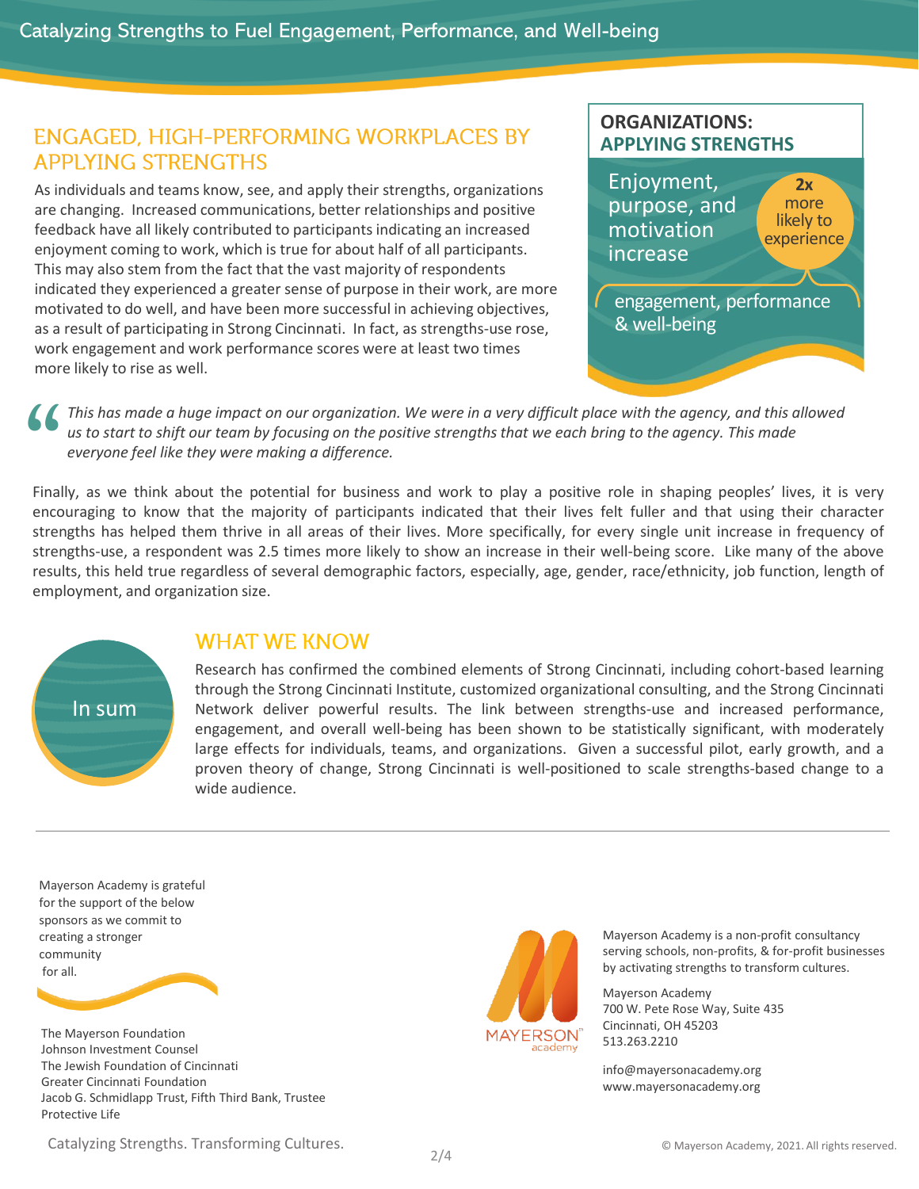## ENGAGED, HIGH-PERFORMING WORKPLACES BY APPLYING STRENGTHS

As individuals and teams know, see, and apply their strengths, organizations are changing. Increased communications, better relationships and positive feedback have all likely contributed to participants indicating an increased enjoyment coming to work, which is true for about half of all participants. This may also stem from the fact that the vast majority of respondents indicated they experienced a greater sense of purpose in their work, are more motivated to do well, and have been more successful in achieving objectives, as a result of participating in Strong Cincinnati. In fact, as strengths-use rose, work engagement and work performance scores were at least two times more likely to rise as well.

**ORGANIZATIONS: APPLYING STRENGTHS**

Enjoyment, purpose, and motivation increase

**2x** more likely to experience

engagement, performance & well-being

> *This has made a huge impact on our organization. We were in a very difficult place with the agency, and this allowed us to start to shift our team by focusing on the positive strengths that we each bring to the agency. This made everyone feel like they were making a difference.*

Finally, as we think about the potential for business and work to play a positive role in shaping peoples' lives, it is very encouraging to know that the majority of participants indicated that their lives felt fuller and that using their character strengths has helped them thrive in all areas of their lives. More specifically, for every single unit increase in frequency of strengths-use, a respondent was 2.5 times more likely to show an increase in their well-being score. Like many of the above results, this held true regardless of several demographic factors, especially, age, gender, race/ethnicity, job function, length of employment, and organization size.

## WHAT WE KNOW

In sum

Research has confirmed the combined elements of Strong Cincinnati, including cohort-based learning through the Strong Cincinnati Institute, customized organizational consulting, and the Strong Cincinnati Network deliver powerful results. The link between strengths-use and increased performance, engagement, and overall well-being has been shown to be statistically significant, with moderately large effects for individuals, teams, and organizations. Given a successful pilot, early growth, and a proven theory of change, Strong Cincinnati is well-positioned to scale strengths-based change to a wide audience.

---

Mayerson Academy is grateful for the support of the below sponsors as we commit to creating a stronger community for all.

The Mayerson Foundation
Johnson Investment Counsel
The Jewish Foundation of Cincinnati
Greater Cincinnati Foundation
Jacob G. Schmidlapp Trust, Fifth Third Bank, Trustee
Protective Life

MAYERSON academy

Mayerson Academy is a non-profit consultancy serving schools, non-profits, & for-profit businesses by activating strengths to transform cultures.

Mayerson Academy
700 W. Pete Rose Way, Suite 435
Cincinnati, OH 45203
513.263.2210

info@mayersonacademy.org
www.mayersonacademy.org

Catalyzing Strengths. Transforming Cultures.

© Mayerson Academy, 2021. All rights reserved.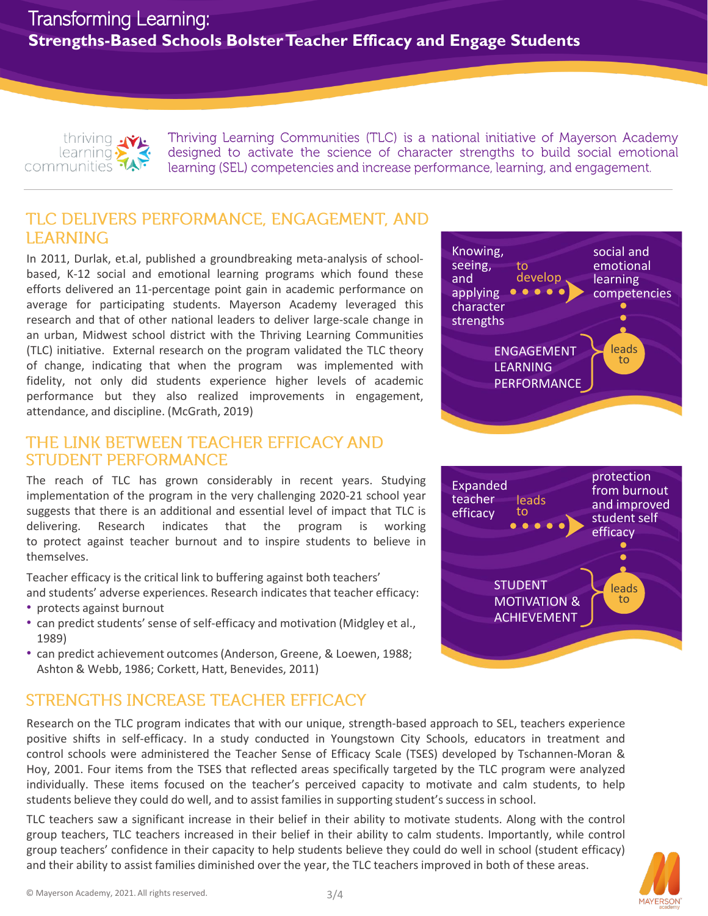# Transforming Learning:

## Strengths-Based Schools Bolster Teacher Efficacy and Engage Students

thriving learning communities

Thriving Learning Communities (TLC) is a national initiative of Mayerson Academy designed to activate the science of character strengths to build social emotional learning (SEL) competencies and increase performance, learning, and engagement.

## TLC DELIVERS PERFORMANCE, ENGAGEMENT, AND LEARNING

In 2011, Durlak, et.al, published a groundbreaking meta-analysis of school-based, K-12 social and emotional learning programs which found these efforts delivered an 11-percentage point gain in academic performance on average for participating students. Mayerson Academy leveraged this research and that of other national leaders to deliver large-scale change in an urban, Midwest school district with the Thriving Learning Communities (TLC) initiative. External research on the program validated the TLC theory of change, indicating that when the program was implemented with fidelity, not only did students experience higher levels of academic performance but they also realized improvements in engagement, attendance, and discipline. (McGrath, 2019)

Knowing, seeing, and applying character strengths to develop social and emotional learning competencies leads to ENGAGEMENT LEARNING PERFORMANCE

## THE LINK BETWEEN TEACHER EFFICACY AND STUDENT PERFORMANCE

The reach of TLC has grown considerably in recent years. Studying implementation of the program in the very challenging 2020-21 school year suggests that there is an additional and essential level of impact that TLC is delivering. Research indicates that the program is working to protect against teacher burnout and to inspire students to believe in themselves.

Teacher efficacy is the critical link to buffering against both teachers' and students' adverse experiences. Research indicates that teacher efficacy:

- protects against burnout
- can predict students' sense of self-efficacy and motivation (Midgley et al., 1989)
- can predict achievement outcomes (Anderson, Greene, & Loewen, 1988; Ashton & Webb, 1986; Corkett, Hatt, Benevides, 2011)

Expanded teacher efficacy leads to protection from burnout and improved student self efficacy leads to STUDENT MOTIVATION & ACHIEVEMENT

## STRENGTHS INCREASE TEACHER EFFICACY

Research on the TLC program indicates that with our unique, strength-based approach to SEL, teachers experience positive shifts in self-efficacy. In a study conducted in Youngstown City Schools, educators in treatment and control schools were administered the Teacher Sense of Efficacy Scale (TSES) developed by Tschannen-Moran & Hoy, 2001. Four items from the TSES that reflected areas specifically targeted by the TLC program were analyzed individually. These items focused on the teacher's perceived capacity to motivate and calm students, to help students believe they could do well, and to assist families in supporting student's success in school.

TLC teachers saw a significant increase in their belief in their ability to motivate students. Along with the control group teachers, TLC teachers increased in their belief in their ability to calm students. Importantly, while control group teachers' confidence in their capacity to help students believe they could do well in school (student efficacy) and their ability to assist families diminished over the year, the TLC teachers improved in both of these areas.

© Mayerson Academy, 2021. All rights reserved.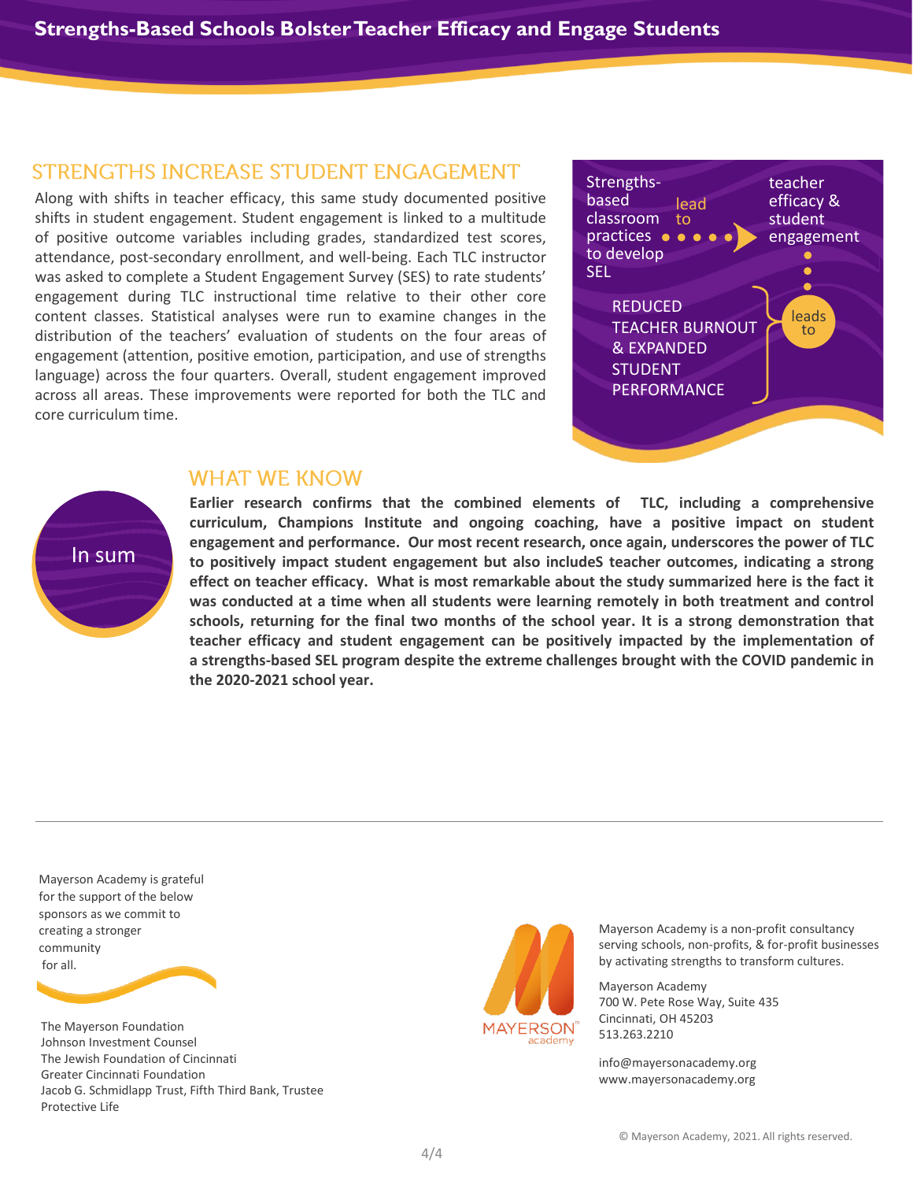# Strengths-Based Schools Bolster Teacher Efficacy and Engage Students

## STRENGTHS INCREASE STUDENT ENGAGEMENT

Along with shifts in teacher efficacy, this same study documented positive shifts in student engagement. Student engagement is linked to a multitude of positive outcome variables including grades, standardized test scores, attendance, post-secondary enrollment, and well-being. Each TLC instructor was asked to complete a Student Engagement Survey (SES) to rate students' engagement during TLC instructional time relative to their other core content classes. Statistical analyses were run to examine changes in the distribution of the teachers' evaluation of students on the four areas of engagement (attention, positive emotion, participation, and use of strengths language) across the four quarters. Overall, student engagement improved across all areas. These improvements were reported for both the TLC and core curriculum time.

Strengths-based classroom practices to develop SEL

lead to

teacher efficacy & student engagement

leads to

REDUCED TEACHER BURNOUT & EXPANDED STUDENT PERFORMANCE

In sum

## WHAT WE KNOW

**Earlier research confirms that the combined elements of TLC, including a comprehensive curriculum, Champions Institute and ongoing coaching, have a positive impact on student engagement and performance. Our most recent research, once again, underscores the power of TLC to positively impact student engagement but also includeS teacher outcomes, indicating a strong effect on teacher efficacy. What is most remarkable about the study summarized here is the fact it was conducted at a time when all students were learning remotely in both treatment and control schools, returning for the final two months of the school year. It is a strong demonstration that teacher efficacy and student engagement can be positively impacted by the implementation of a strengths-based SEL program despite the extreme challenges brought with the COVID pandemic in the 2020-2021 school year.**

---

Mayerson Academy is grateful for the support of the below sponsors as we commit to creating a stronger community for all.

The Mayerson Foundation
Johnson Investment Counsel
The Jewish Foundation of Cincinnati
Greater Cincinnati Foundation
Jacob G. Schmidlapp Trust, Fifth Third Bank, Trustee
Protective Life

MAYERSON™ academy

Mayerson Academy is a non-profit consultancy serving schools, non-profits, & for-profit businesses by activating strengths to transform cultures.

Mayerson Academy
700 W. Pete Rose Way, Suite 435
Cincinnati, OH 45203
513.263.2210

info@mayersonacademy.org
www.mayersonacademy.org

© Mayerson Academy, 2021. All rights reserved.